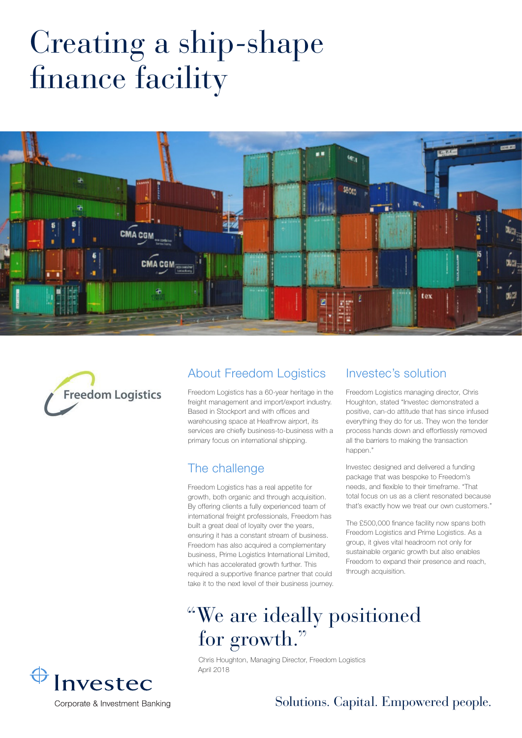# Creating a ship-shape finance facility

Freedom Logistics

## About Freedom Logistics

Freedom Logistics has a 60-year heritage in the freight management and import/export industry. Based in Stockport and with offices and warehousing space at Heathrow airport, its services are chiefly business-to-business with a primary focus on international shipping.

## The challenge

Freedom Logistics has a real appetite for growth, both organic and through acquisition. By offering clients a fully experienced team of international freight professionals, Freedom has built a great deal of loyalty over the years, ensuring it has a constant stream of business. Freedom has also acquired a complementary business, Prime Logistics International Limited, which has accelerated growth further. This required a supportive finance partner that could take it to the next level of their business journey.

## Investec's solution

Freedom Logistics managing director, Chris Houghton, stated "Investec demonstrated a positive, can-do attitude that has since infused everything they do for us. They won the tender process hands down and effortlessly removed all the barriers to making the transaction happen."

Investec designed and delivered a funding package that was bespoke to Freedom's needs, and flexible to their timeframe. "That total focus on us as a client resonated because that's exactly how we treat our own customers."

The £500,000 finance facility now spans both Freedom Logistics and Prime Logistics. As a group, it gives vital headroom not only for sustainable organic growth but also enables Freedom to expand their presence and reach, through acquisition.

> "We are ideally positioned for growth."
>
> Chris Houghton, Managing Director, Freedom Logistics
> April 2018

Investec
Corporate & Investment Banking

Solutions. Capital. Empowered people.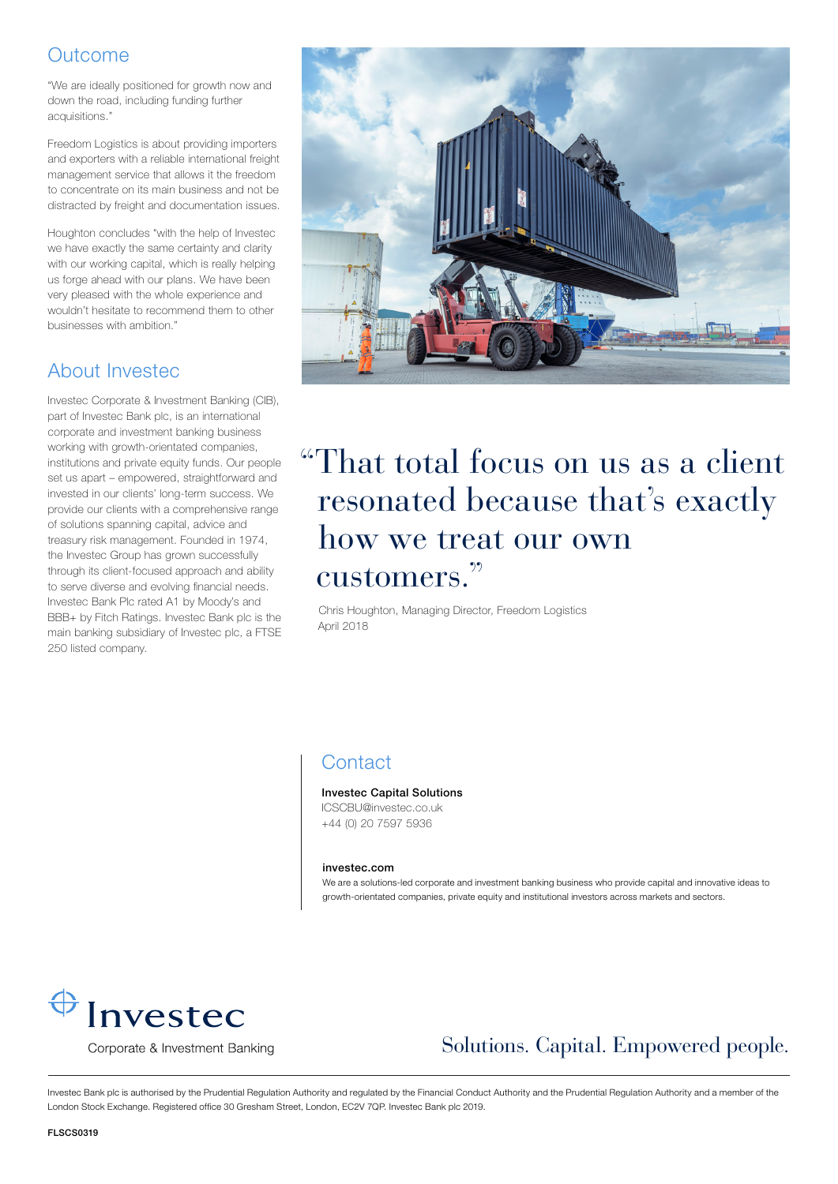## Outcome

"We are ideally positioned for growth now and down the road, including funding further acquisitions."

Freedom Logistics is about providing importers and exporters with a reliable international freight management service that allows it the freedom to concentrate on its main business and not be distracted by freight and documentation issues.

Houghton concludes "with the help of Investec we have exactly the same certainty and clarity with our working capital, which is really helping us forge ahead with our plans. We have been very pleased with the whole experience and wouldn't hesitate to recommend them to other businesses with ambition."

## About Investec

Investec Corporate & Investment Banking (CIB), part of Investec Bank plc, is an international corporate and investment banking business working with growth-orientated companies, institutions and private equity funds. Our people set us apart – empowered, straightforward and invested in our clients' long-term success. We provide our clients with a comprehensive range of solutions spanning capital, advice and treasury risk management. Founded in 1974, the Investec Group has grown successfully through its client-focused approach and ability to serve diverse and evolving financial needs. Investec Bank Plc rated A1 by Moody's and BBB+ by Fitch Ratings. Investec Bank plc is the main banking subsidiary of Investec plc, a FTSE 250 listed company.

"That total focus on us as a client resonated because that's exactly how we treat our own customers."

Chris Houghton, Managing Director, Freedom Logistics
April 2018

## Contact

**Investec Capital Solutions**
ICSCBU@investec.co.uk
+44 (0) 20 7597 5936

**investec.com**
We are a solutions-led corporate and investment banking business who provide capital and innovative ideas to growth-orientated companies, private equity and institutional investors across markets and sectors.

Investec
Corporate & Investment Banking

Solutions. Capital. Empowered people.

Investec Bank plc is authorised by the Prudential Regulation Authority and regulated by the Financial Conduct Authority and the Prudential Regulation Authority and a member of the London Stock Exchange. Registered office 30 Gresham Street, London, EC2V 7QP. Investec Bank plc 2019.

**FLSCS0319**